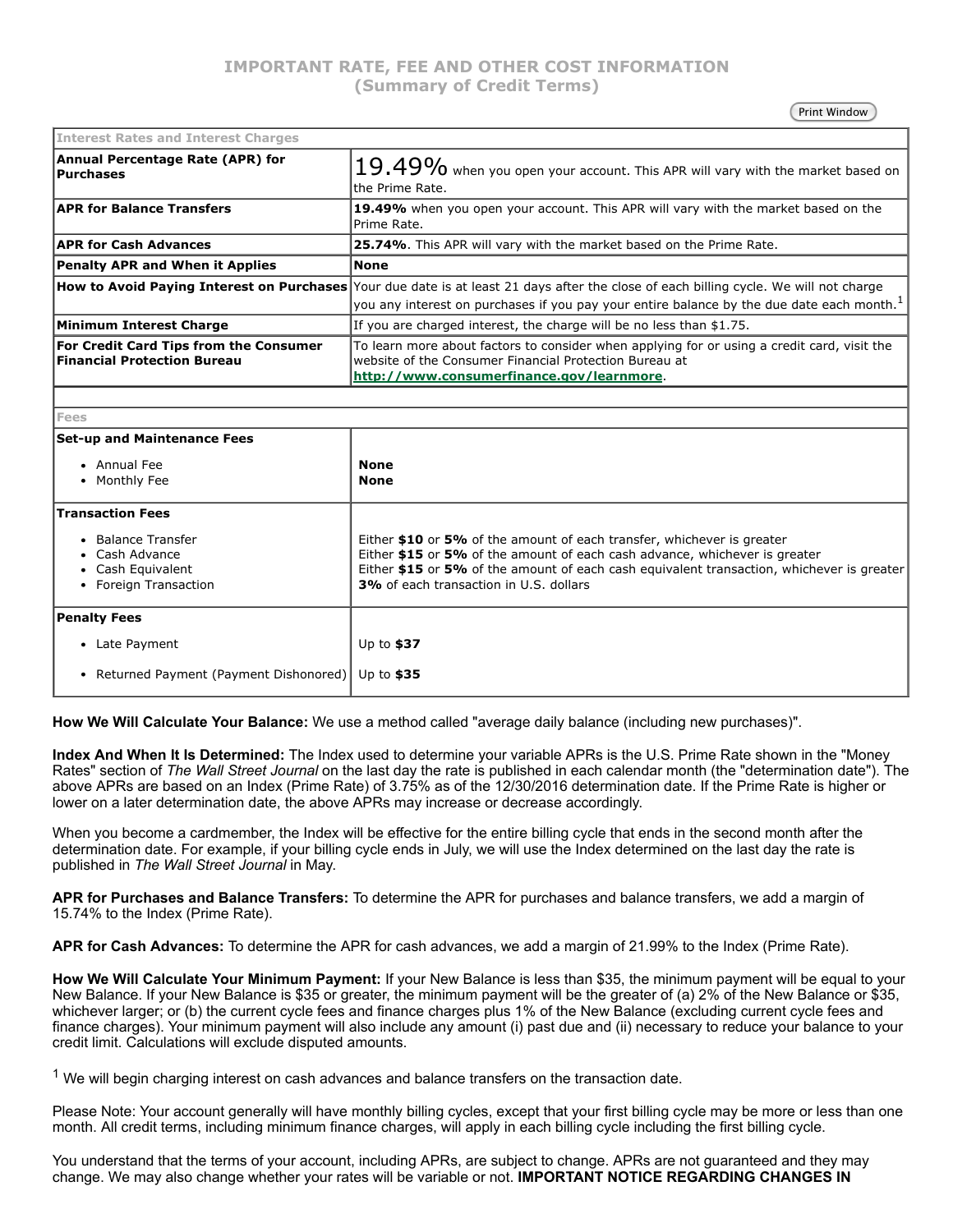# IMPORTANT RATE, FEE AND OTHER COST INFORMATION
## (Summary of Credit Terms)

Print Window

| Interest Rates and Interest Charges | |
|---|---|
| **Annual Percentage Rate (APR) for Purchases** | 19.49% when you open your account. This APR will vary with the market based on the Prime Rate. |
| **APR for Balance Transfers** | **19.49%** when you open your account. This APR will vary with the market based on the Prime Rate. |
| **APR for Cash Advances** | **25.74%**. This APR will vary with the market based on the Prime Rate. |
| **Penalty APR and When it Applies** | **None** |
| **How to Avoid Paying Interest on Purchases** | Your due date is at least 21 days after the close of each billing cycle. We will not charge you any interest on purchases if you pay your entire balance by the due date each month.[1] |
| **Minimum Interest Charge** | If you are charged interest, the charge will be no less than $1.75. |
| **For Credit Card Tips from the Consumer Financial Protection Bureau** | To learn more about factors to consider when applying for or using a credit card, visit the website of the Consumer Financial Protection Bureau at **http://www.consumerfinance.gov/learnmore**. |

| Fees | |
|---|---|
| **Set-up and Maintenance Fees** | |
| • Annual Fee | **None** |
| • Monthly Fee | **None** |
| **Transaction Fees** | |
| • Balance Transfer | Either **$10** or **5%** of the amount of each transfer, whichever is greater |
| • Cash Advance | Either **$15** or **5%** of the amount of each cash advance, whichever is greater |
| • Cash Equivalent | Either **$15** or **5%** of the amount of each cash equivalent transaction, whichever is greater |
| • Foreign Transaction | **3%** of each transaction in U.S. dollars |
| **Penalty Fees** | |
| • Late Payment | Up to **$37** |
| • Returned Payment (Payment Dishonored) | Up to **$35** |

**How We Will Calculate Your Balance:** We use a method called "average daily balance (including new purchases)".

**Index And When It Is Determined:** The Index used to determine your variable APRs is the U.S. Prime Rate shown in the "Money Rates" section of *The Wall Street Journal* on the last day the rate is published in each calendar month (the "determination date"). The above APRs are based on an Index (Prime Rate) of 3.75% as of the 12/30/2016 determination date. If the Prime Rate is higher or lower on a later determination date, the above APRs may increase or decrease accordingly.

When you become a cardmember, the Index will be effective for the entire billing cycle that ends in the second month after the determination date. For example, if your billing cycle ends in July, we will use the Index determined on the last day the rate is published in *The Wall Street Journal* in May.

**APR for Purchases and Balance Transfers:** To determine the APR for purchases and balance transfers, we add a margin of 15.74% to the Index (Prime Rate).

**APR for Cash Advances:** To determine the APR for cash advances, we add a margin of 21.99% to the Index (Prime Rate).

**How We Will Calculate Your Minimum Payment:** If your New Balance is less than $35, the minimum payment will be equal to your New Balance. If your New Balance is $35 or greater, the minimum payment will be the greater of (a) 2% of the New Balance or $35, whichever larger; or (b) the current cycle fees and finance charges plus 1% of the New Balance (excluding current cycle fees and finance charges). Your minimum payment will also include any amount (i) past due and (ii) necessary to reduce your balance to your credit limit. Calculations will exclude disputed amounts.

[1] We will begin charging interest on cash advances and balance transfers on the transaction date.

Please Note: Your account generally will have monthly billing cycles, except that your first billing cycle may be more or less than one month. All credit terms, including minimum finance charges, will apply in each billing cycle including the first billing cycle.

You understand that the terms of your account, including APRs, are subject to change. APRs are not guaranteed and they may change. We may also change whether your rates will be variable or not. **IMPORTANT NOTICE REGARDING CHANGES IN**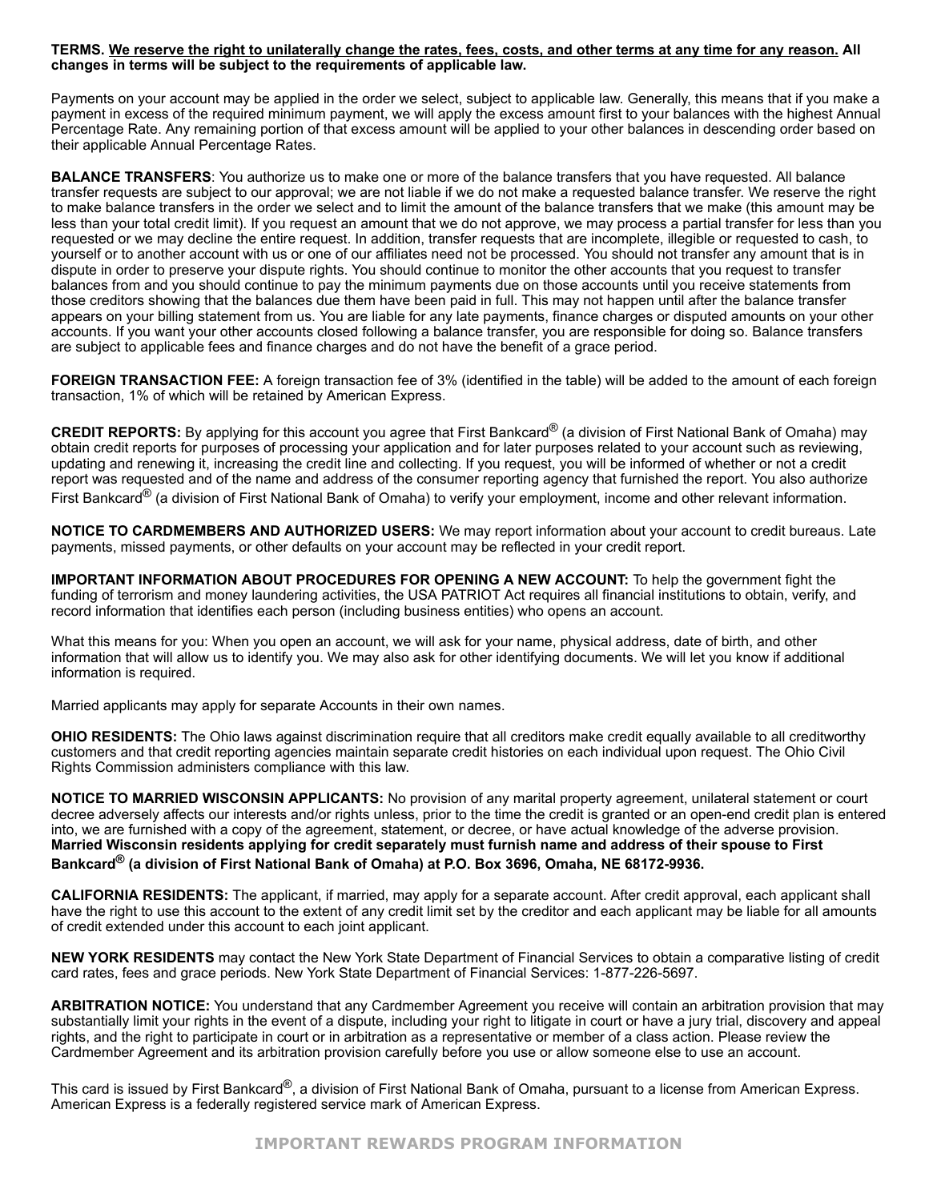**TERMS. <u>We reserve the right to unilaterally change the rates, fees, costs, and other terms at any time for any reason.</u> All changes in terms will be subject to the requirements of applicable law.**

Payments on your account may be applied in the order we select, subject to applicable law. Generally, this means that if you make a payment in excess of the required minimum payment, we will apply the excess amount first to your balances with the highest Annual Percentage Rate. Any remaining portion of that excess amount will be applied to your other balances in descending order based on their applicable Annual Percentage Rates.

**BALANCE TRANSFERS**: You authorize us to make one or more of the balance transfers that you have requested. All balance transfer requests are subject to our approval; we are not liable if we do not make a requested balance transfer. We reserve the right to make balance transfers in the order we select and to limit the amount of the balance transfers that we make (this amount may be less than your total credit limit). If you request an amount that we do not approve, we may process a partial transfer for less than you requested or we may decline the entire request. In addition, transfer requests that are incomplete, illegible or requested to cash, to yourself or to another account with us or one of our affiliates need not be processed. You should not transfer any amount that is in dispute in order to preserve your dispute rights. You should continue to monitor the other accounts that you request to transfer balances from and you should continue to pay the minimum payments due on those accounts until you receive statements from those creditors showing that the balances due them have been paid in full. This may not happen until after the balance transfer appears on your billing statement from us. You are liable for any late payments, finance charges or disputed amounts on your other accounts. If you want your other accounts closed following a balance transfer, you are responsible for doing so. Balance transfers are subject to applicable fees and finance charges and do not have the benefit of a grace period.

**FOREIGN TRANSACTION FEE:** A foreign transaction fee of 3% (identified in the table) will be added to the amount of each foreign transaction, 1% of which will be retained by American Express.

**CREDIT REPORTS:** By applying for this account you agree that First Bankcard® (a division of First National Bank of Omaha) may obtain credit reports for purposes of processing your application and for later purposes related to your account such as reviewing, updating and renewing it, increasing the credit line and collecting. If you request, you will be informed of whether or not a credit report was requested and of the name and address of the consumer reporting agency that furnished the report. You also authorize First Bankcard® (a division of First National Bank of Omaha) to verify your employment, income and other relevant information.

**NOTICE TO CARDMEMBERS AND AUTHORIZED USERS:** We may report information about your account to credit bureaus. Late payments, missed payments, or other defaults on your account may be reflected in your credit report.

**IMPORTANT INFORMATION ABOUT PROCEDURES FOR OPENING A NEW ACCOUNT:** To help the government fight the funding of terrorism and money laundering activities, the USA PATRIOT Act requires all financial institutions to obtain, verify, and record information that identifies each person (including business entities) who opens an account.

What this means for you: When you open an account, we will ask for your name, physical address, date of birth, and other information that will allow us to identify you. We may also ask for other identifying documents. We will let you know if additional information is required.

Married applicants may apply for separate Accounts in their own names.

**OHIO RESIDENTS:** The Ohio laws against discrimination require that all creditors make credit equally available to all creditworthy customers and that credit reporting agencies maintain separate credit histories on each individual upon request. The Ohio Civil Rights Commission administers compliance with this law.

**NOTICE TO MARRIED WISCONSIN APPLICANTS:** No provision of any marital property agreement, unilateral statement or court decree adversely affects our interests and/or rights unless, prior to the time the credit is granted or an open-end credit plan is entered into, we are furnished with a copy of the agreement, statement, or decree, or have actual knowledge of the adverse provision. **Married Wisconsin residents applying for credit separately must furnish name and address of their spouse to First Bankcard® (a division of First National Bank of Omaha) at P.O. Box 3696, Omaha, NE 68172-9936.**

**CALIFORNIA RESIDENTS:** The applicant, if married, may apply for a separate account. After credit approval, each applicant shall have the right to use this account to the extent of any credit limit set by the creditor and each applicant may be liable for all amounts of credit extended under this account to each joint applicant.

**NEW YORK RESIDENTS** may contact the New York State Department of Financial Services to obtain a comparative listing of credit card rates, fees and grace periods. New York State Department of Financial Services: 1-877-226-5697.

**ARBITRATION NOTICE:** You understand that any Cardmember Agreement you receive will contain an arbitration provision that may substantially limit your rights in the event of a dispute, including your right to litigate in court or have a jury trial, discovery and appeal rights, and the right to participate in court or in arbitration as a representative or member of a class action. Please review the Cardmember Agreement and its arbitration provision carefully before you use or allow someone else to use an account.

This card is issued by First Bankcard®, a division of First National Bank of Omaha, pursuant to a license from American Express. American Express is a federally registered service mark of American Express.

## IMPORTANT REWARDS PROGRAM INFORMATION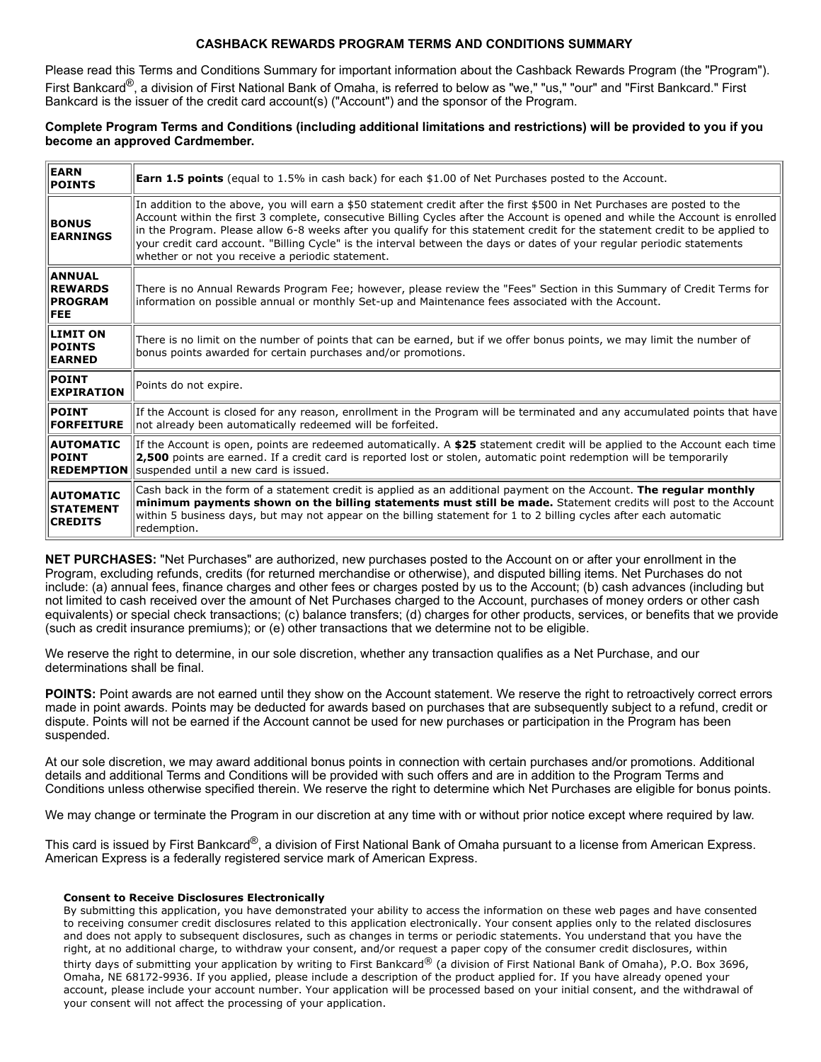## CASHBACK REWARDS PROGRAM TERMS AND CONDITIONS SUMMARY

Please read this Terms and Conditions Summary for important information about the Cashback Rewards Program (the "Program"). First Bankcard®, a division of First National Bank of Omaha, is referred to below as "we," "us," "our" and "First Bankcard." First Bankcard is the issuer of the credit card account(s) ("Account") and the sponsor of the Program.

**Complete Program Terms and Conditions (including additional limitations and restrictions) will be provided to you if you become an approved Cardmember.**

| | |
|---|---|
| **EARN POINTS** | **Earn 1.5 points** (equal to 1.5% in cash back) for each $1.00 of Net Purchases posted to the Account. |
| **BONUS EARNINGS** | In addition to the above, you will earn a $50 statement credit after the first $500 in Net Purchases are posted to the Account within the first 3 complete, consecutive Billing Cycles after the Account is opened and while the Account is enrolled in the Program. Please allow 6-8 weeks after you qualify for this statement credit for the statement credit to be applied to your credit card account. "Billing Cycle" is the interval between the days or dates of your regular periodic statements whether or not you receive a periodic statement. |
| **ANNUAL REWARDS PROGRAM FEE** | There is no Annual Rewards Program Fee; however, please review the "Fees" Section in this Summary of Credit Terms for information on possible annual or monthly Set-up and Maintenance fees associated with the Account. |
| **LIMIT ON POINTS EARNED** | There is no limit on the number of points that can be earned, but if we offer bonus points, we may limit the number of bonus points awarded for certain purchases and/or promotions. |
| **POINT EXPIRATION** | Points do not expire. |
| **POINT FORFEITURE** | If the Account is closed for any reason, enrollment in the Program will be terminated and any accumulated points that have not already been automatically redeemed will be forfeited. |
| **AUTOMATIC POINT REDEMPTION** | If the Account is open, points are redeemed automatically. A **$25** statement credit will be applied to the Account each time **2,500** points are earned. If a credit card is reported lost or stolen, automatic point redemption will be temporarily suspended until a new card is issued. |
| **AUTOMATIC STATEMENT CREDITS** | Cash back in the form of a statement credit is applied as an additional payment on the Account. **The regular monthly minimum payments shown on the billing statements must still be made.** Statement credits will post to the Account within 5 business days, but may not appear on the billing statement for 1 to 2 billing cycles after each automatic redemption. |

**NET PURCHASES:** "Net Purchases" are authorized, new purchases posted to the Account on or after your enrollment in the Program, excluding refunds, credits (for returned merchandise or otherwise), and disputed billing items. Net Purchases do not include: (a) annual fees, finance charges and other fees or charges posted by us to the Account; (b) cash advances (including but not limited to cash received over the amount of Net Purchases charged to the Account, purchases of money orders or other cash equivalents) or special check transactions; (c) balance transfers; (d) charges for other products, services, or benefits that we provide (such as credit insurance premiums); or (e) other transactions that we determine not to be eligible.

We reserve the right to determine, in our sole discretion, whether any transaction qualifies as a Net Purchase, and our determinations shall be final.

**POINTS:** Point awards are not earned until they show on the Account statement. We reserve the right to retroactively correct errors made in point awards. Points may be deducted for awards based on purchases that are subsequently subject to a refund, credit or dispute. Points will not be earned if the Account cannot be used for new purchases or participation in the Program has been suspended.

At our sole discretion, we may award additional bonus points in connection with certain purchases and/or promotions. Additional details and additional Terms and Conditions will be provided with such offers and are in addition to the Program Terms and Conditions unless otherwise specified therein. We reserve the right to determine which Net Purchases are eligible for bonus points.

We may change or terminate the Program in our discretion at any time with or without prior notice except where required by law.

This card is issued by First Bankcard®, a division of First National Bank of Omaha pursuant to a license from American Express. American Express is a federally registered service mark of American Express.

**Consent to Receive Disclosures Electronically**

By submitting this application, you have demonstrated your ability to access the information on these web pages and have consented to receiving consumer credit disclosures related to this application electronically. Your consent applies only to the related disclosures and does not apply to subsequent disclosures, such as changes in terms or periodic statements. You understand that you have the right, at no additional charge, to withdraw your consent, and/or request a paper copy of the consumer credit disclosures, within thirty days of submitting your application by writing to First Bankcard® (a division of First National Bank of Omaha), P.O. Box 3696, Omaha, NE 68172-9936. If you applied, please include a description of the product applied for. If you have already opened your account, please include your account number. Your application will be processed based on your initial consent, and the withdrawal of your consent will not affect the processing of your application.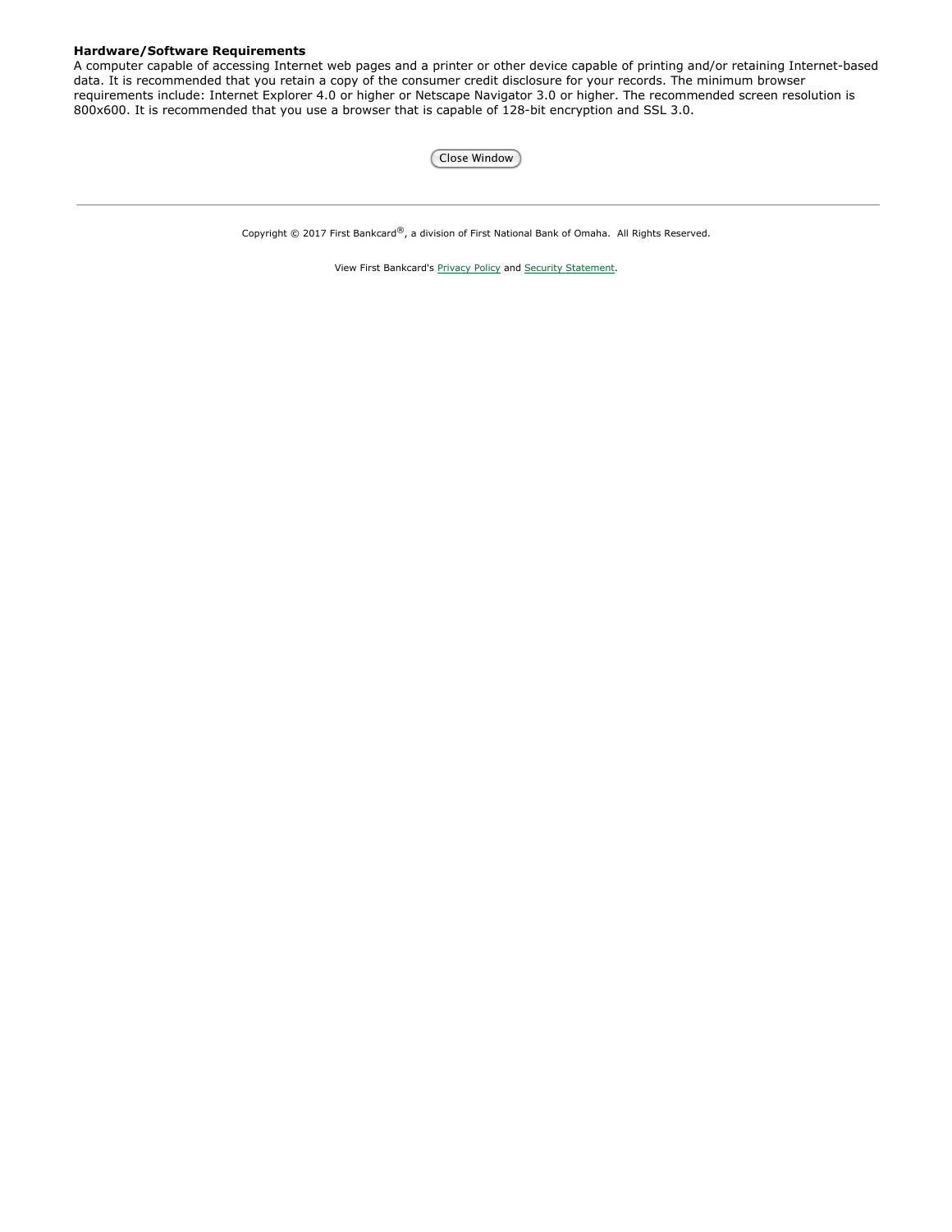**Hardware/Software Requirements**

A computer capable of accessing Internet web pages and a printer or other device capable of printing and/or retaining Internet-based data. It is recommended that you retain a copy of the consumer credit disclosure for your records. The minimum browser requirements include: Internet Explorer 4.0 or higher or Netscape Navigator 3.0 or higher. The recommended screen resolution is 800x600. It is recommended that you use a browser that is capable of 128-bit encryption and SSL 3.0.

Close Window

---

Copyright © 2017 First Bankcard®, a division of First National Bank of Omaha. All Rights Reserved.

View First Bankcard's Privacy Policy and Security Statement.